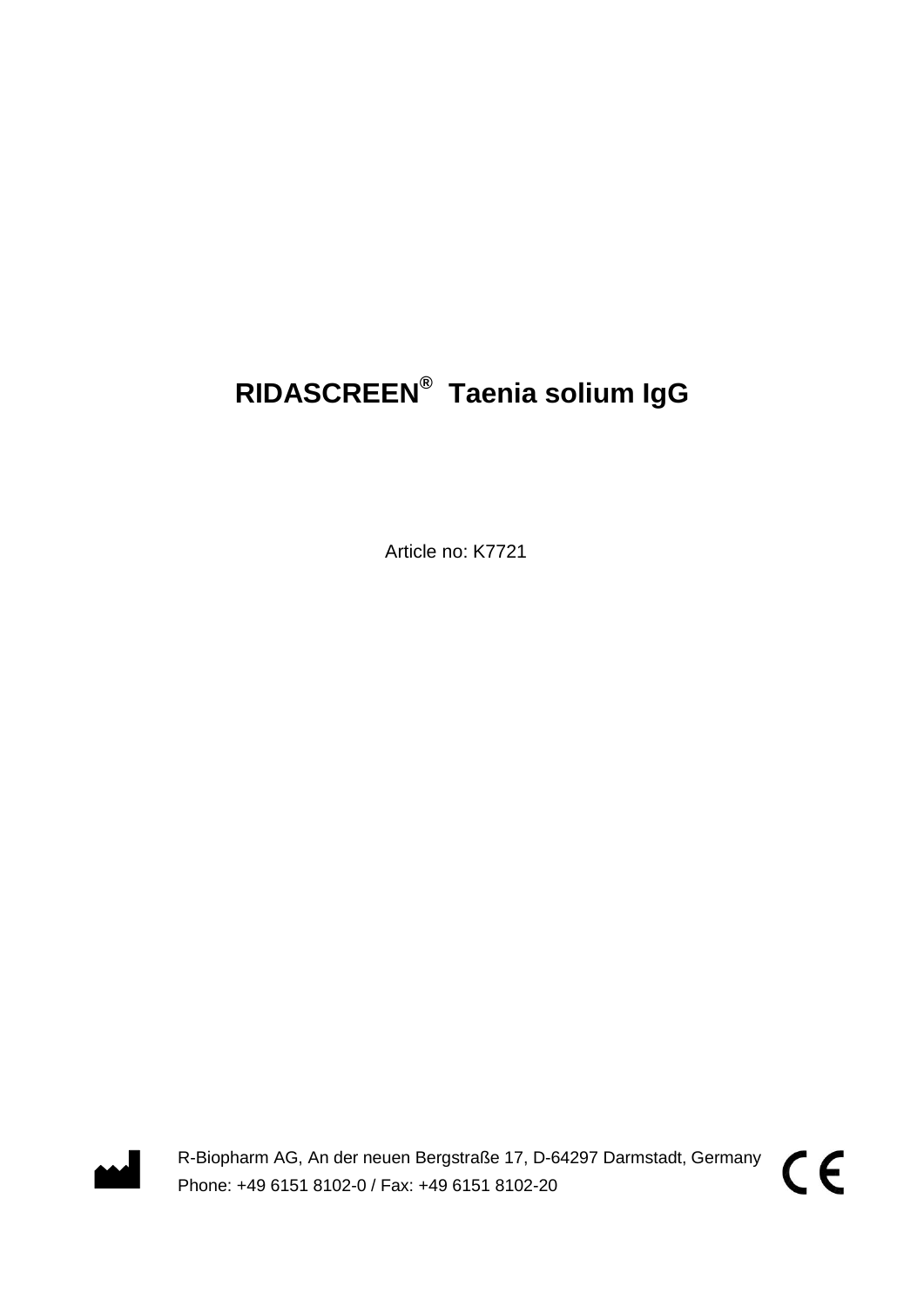# RIDASCREEN® Taenia solium IgG

Article no: K7721

R-Biopharm AG, An der neuen Bergstraße 17, D-64297 Darmstadt, Germany
Phone: +49 6151 8102-0 / Fax: +49 6151 8102-20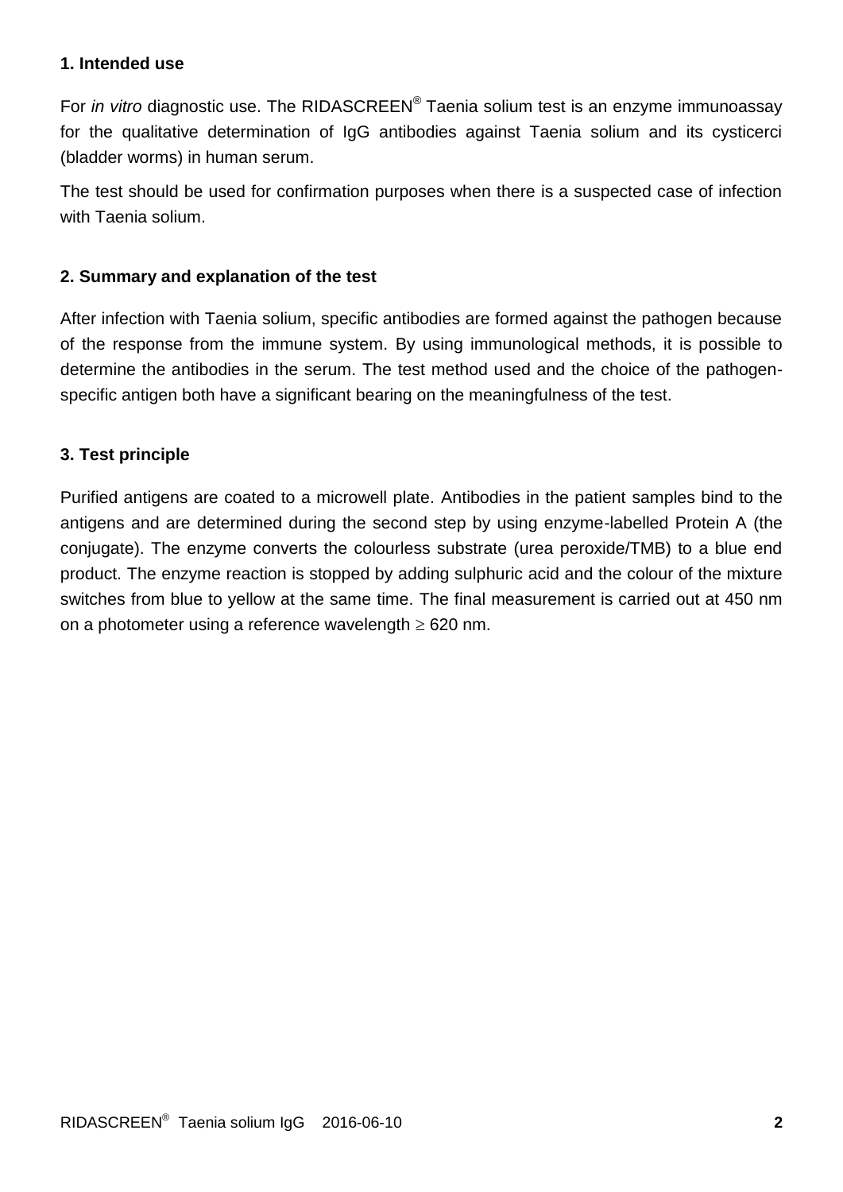## 1. Intended use

For *in vitro* diagnostic use. The RIDASCREEN® Taenia solium test is an enzyme immunoassay for the qualitative determination of IgG antibodies against Taenia solium and its cysticerci (bladder worms) in human serum.

The test should be used for confirmation purposes when there is a suspected case of infection with Taenia solium.

## 2. Summary and explanation of the test

After infection with Taenia solium, specific antibodies are formed against the pathogen because of the response from the immune system. By using immunological methods, it is possible to determine the antibodies in the serum. The test method used and the choice of the pathogen-specific antigen both have a significant bearing on the meaningfulness of the test.

## 3. Test principle

Purified antigens are coated to a microwell plate. Antibodies in the patient samples bind to the antigens and are determined during the second step by using enzyme-labelled Protein A (the conjugate). The enzyme converts the colourless substrate (urea peroxide/TMB) to a blue end product. The enzyme reaction is stopped by adding sulphuric acid and the colour of the mixture switches from blue to yellow at the same time. The final measurement is carried out at 450 nm on a photometer using a reference wavelength $\geq$ 620 nm.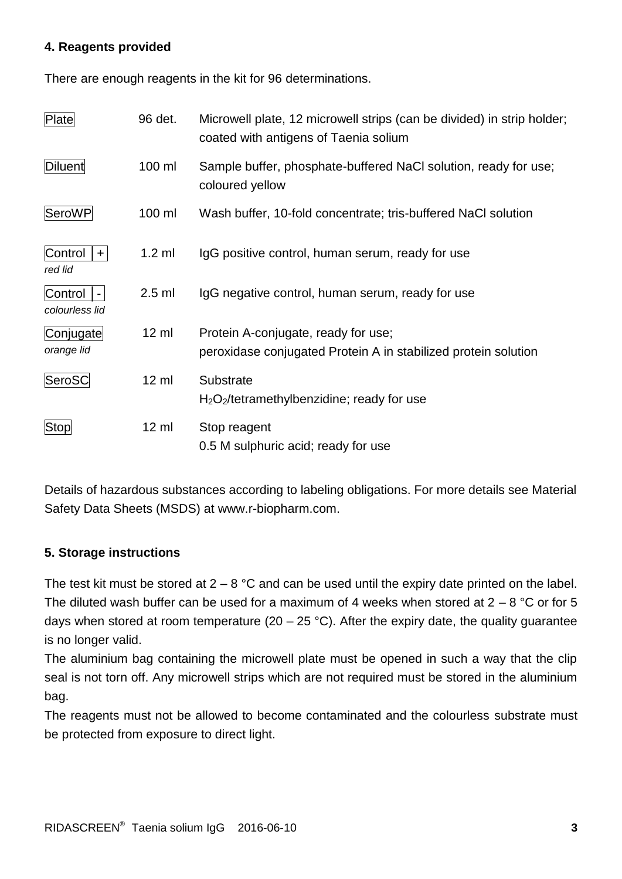## 4. Reagents provided

There are enough reagents in the kit for 96 determinations.

| | | |
|---|---|---|
| Plate | 96 det. | Microwell plate, 12 microwell strips (can be divided) in strip holder; coated with antigens of Taenia solium |
| Diluent | 100 ml | Sample buffer, phosphate-buffered NaCl solution, ready for use; coloured yellow |
| SeroWP | 100 ml | Wash buffer, 10-fold concentrate; tris-buffered NaCl solution |
| Control + *red lid* | 1.2 ml | IgG positive control, human serum, ready for use |
| Control - *colourless lid* | 2.5 ml | IgG negative control, human serum, ready for use |
| Conjugate *orange lid* | 12 ml | Protein A-conjugate, ready for use; peroxidase conjugated Protein A in stabilized protein solution |
| SeroSC | 12 ml | Substrate $H_2O_2$/tetramethylbenzidine; ready for use |
| Stop | 12 ml | Stop reagent 0.5 M sulphuric acid; ready for use |

Details of hazardous substances according to labeling obligations. For more details see Material Safety Data Sheets (MSDS) at www.r-biopharm.com.

## 5. Storage instructions

The test kit must be stored at 2 – 8 °C and can be used until the expiry date printed on the label. The diluted wash buffer can be used for a maximum of 4 weeks when stored at 2 – 8 °C or for 5 days when stored at room temperature (20 – 25 °C). After the expiry date, the quality guarantee is no longer valid.

The aluminium bag containing the microwell plate must be opened in such a way that the clip seal is not torn off. Any microwell strips which are not required must be stored in the aluminium bag.

The reagents must not be allowed to become contaminated and the colourless substrate must be protected from exposure to direct light.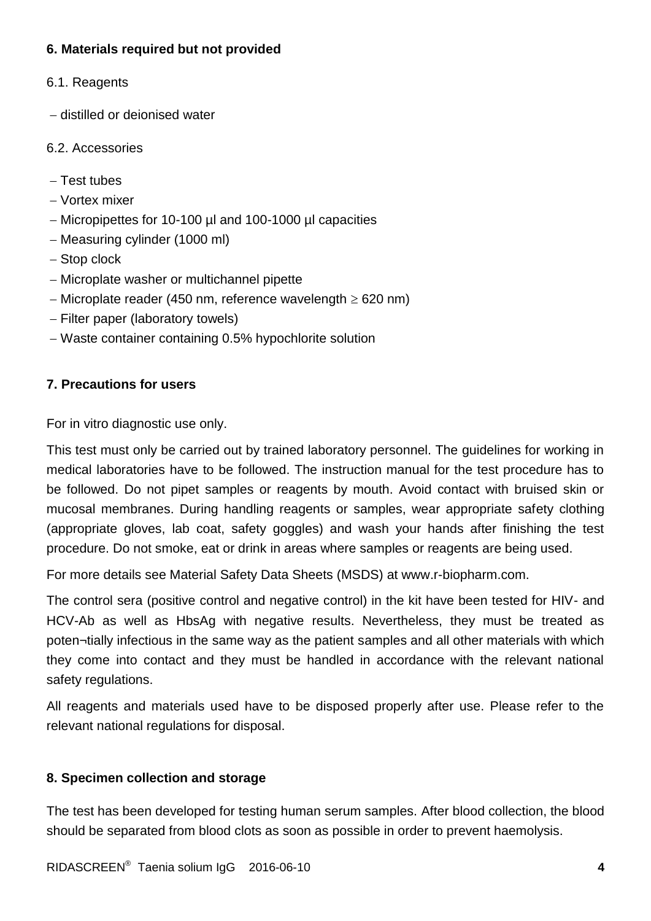## 6. Materials required but not provided

### 6.1. Reagents

- distilled or deionised water

### 6.2. Accessories

- Test tubes
- Vortex mixer
- Micropipettes for 10-100 µl and 100-1000 µl capacities
- Measuring cylinder (1000 ml)
- Stop clock
- Microplate washer or multichannel pipette
- Microplate reader (450 nm, reference wavelength ≥ 620 nm)
- Filter paper (laboratory towels)
- Waste container containing 0.5% hypochlorite solution

## 7. Precautions for users

For in vitro diagnostic use only.

This test must only be carried out by trained laboratory personnel. The guidelines for working in medical laboratories have to be followed. The instruction manual for the test procedure has to be followed. Do not pipet samples or reagents by mouth. Avoid contact with bruised skin or mucosal membranes. During handling reagents or samples, wear appropriate safety clothing (appropriate gloves, lab coat, safety goggles) and wash your hands after finishing the test procedure. Do not smoke, eat or drink in areas where samples or reagents are being used.

For more details see Material Safety Data Sheets (MSDS) at www.r-biopharm.com.

The control sera (positive control and negative control) in the kit have been tested for HIV- and HCV-Ab as well as HbsAg with negative results. Nevertheless, they must be treated as poten¬tially infectious in the same way as the patient samples and all other materials with which they come into contact and they must be handled in accordance with the relevant national safety regulations.

All reagents and materials used have to be disposed properly after use. Please refer to the relevant national regulations for disposal.

## 8. Specimen collection and storage

The test has been developed for testing human serum samples. After blood collection, the blood should be separated from blood clots as soon as possible in order to prevent haemolysis.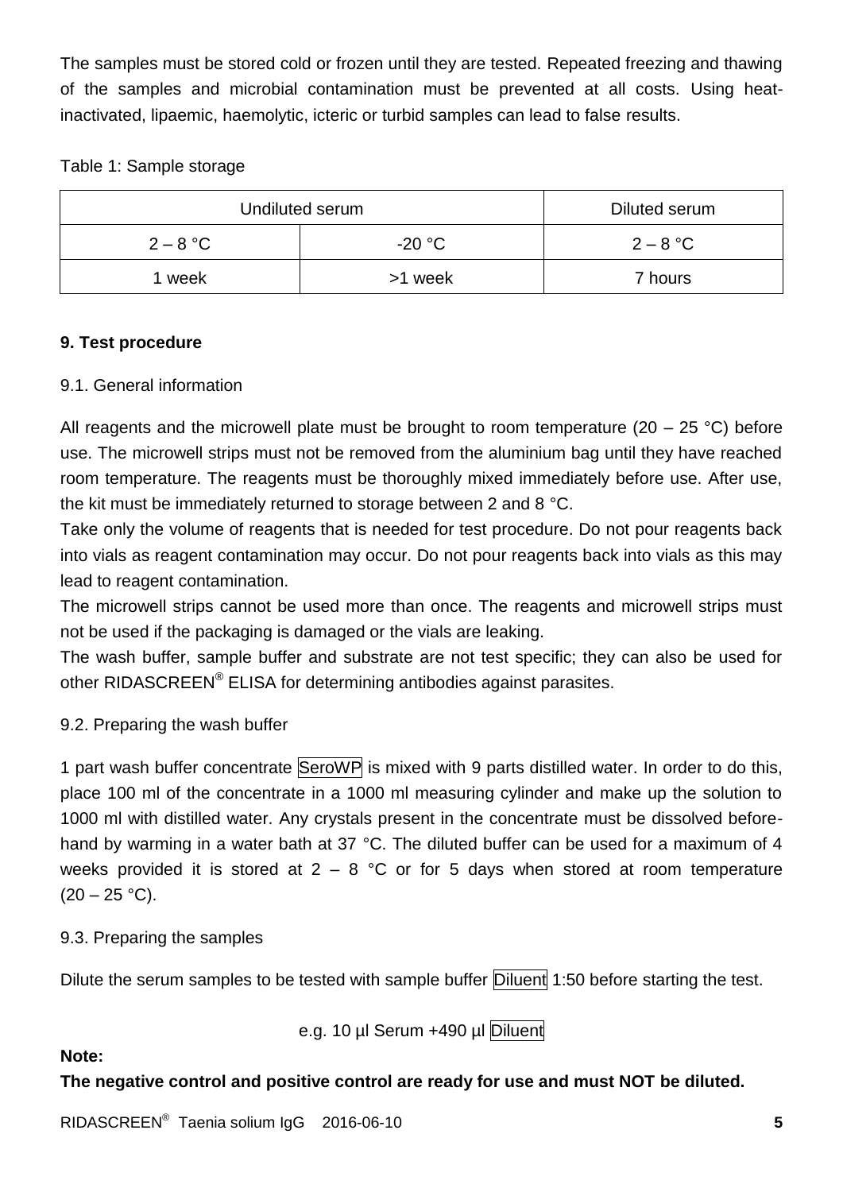The samples must be stored cold or frozen until they are tested. Repeated freezing and thawing of the samples and microbial contamination must be prevented at all costs. Using heat-inactivated, lipaemic, haemolytic, icteric or turbid samples can lead to false results.

Table 1: Sample storage

| Undiluted serum | | Diluted serum |
|---|---|---|
| 2 – 8 °C | -20 °C | 2 – 8 °C |
| 1 week | >1 week | 7 hours |

**9. Test procedure**

9.1. General information

All reagents and the microwell plate must be brought to room temperature (20 – 25 °C) before use. The microwell strips must not be removed from the aluminium bag until they have reached room temperature. The reagents must be thoroughly mixed immediately before use. After use, the kit must be immediately returned to storage between 2 and 8 °C.
Take only the volume of reagents that is needed for test procedure. Do not pour reagents back into vials as reagent contamination may occur. Do not pour reagents back into vials as this may lead to reagent contamination.
The microwell strips cannot be used more than once. The reagents and microwell strips must not be used if the packaging is damaged or the vials are leaking.
The wash buffer, sample buffer and substrate are not test specific; they can also be used for other RIDASCREEN® ELISA for determining antibodies against parasites.

9.2. Preparing the wash buffer

1 part wash buffer concentrate SeroWP is mixed with 9 parts distilled water. In order to do this, place 100 ml of the concentrate in a 1000 ml measuring cylinder and make up the solution to 1000 ml with distilled water. Any crystals present in the concentrate must be dissolved beforehand by warming in a water bath at 37 °C. The diluted buffer can be used for a maximum of 4 weeks provided it is stored at 2 – 8 °C or for 5 days when stored at room temperature (20 – 25 °C).

9.3. Preparing the samples

Dilute the serum samples to be tested with sample buffer Diluent 1:50 before starting the test.

e.g. 10 µl Serum +490 µl Diluent

**Note:**
**The negative control and positive control are ready for use and must NOT be diluted.**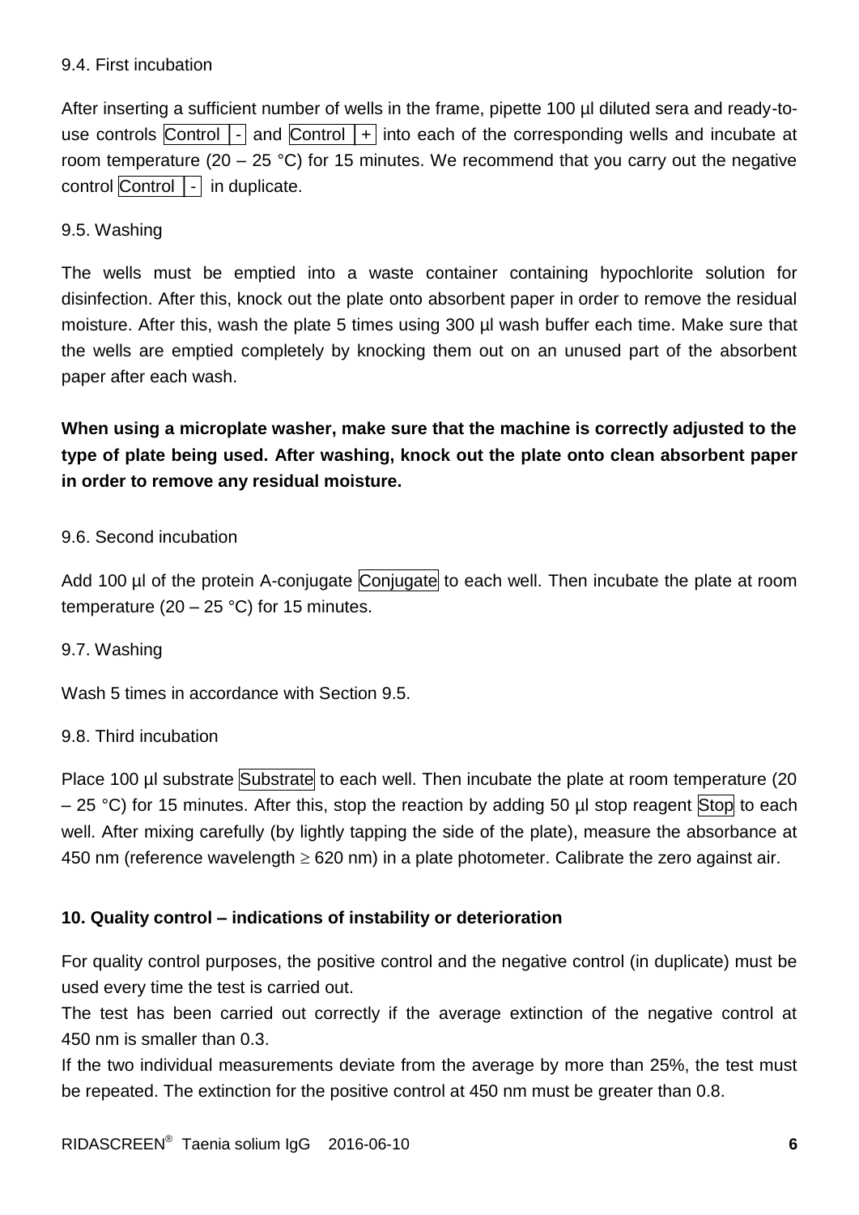9.4. First incubation

After inserting a sufficient number of wells in the frame, pipette 100 µl diluted sera and ready-to-use controls Control | - and Control | + into each of the corresponding wells and incubate at room temperature (20 – 25 °C) for 15 minutes. We recommend that you carry out the negative control Control | - in duplicate.

9.5. Washing

The wells must be emptied into a waste container containing hypochlorite solution for disinfection. After this, knock out the plate onto absorbent paper in order to remove the residual moisture. After this, wash the plate 5 times using 300 µl wash buffer each time. Make sure that the wells are emptied completely by knocking them out on an unused part of the absorbent paper after each wash.

**When using a microplate washer, make sure that the machine is correctly adjusted to the type of plate being used. After washing, knock out the plate onto clean absorbent paper in order to remove any residual moisture.**

9.6. Second incubation

Add 100 µl of the protein A-conjugate Conjugate to each well. Then incubate the plate at room temperature (20 – 25 °C) for 15 minutes.

9.7. Washing

Wash 5 times in accordance with Section 9.5.

9.8. Third incubation

Place 100 µl substrate Substrate to each well. Then incubate the plate at room temperature (20 – 25 °C) for 15 minutes. After this, stop the reaction by adding 50 µl stop reagent Stop to each well. After mixing carefully (by lightly tapping the side of the plate), measure the absorbance at 450 nm (reference wavelength ≥ 620 nm) in a plate photometer. Calibrate the zero against air.

## 10. Quality control – indications of instability or deterioration

For quality control purposes, the positive control and the negative control (in duplicate) must be used every time the test is carried out.

The test has been carried out correctly if the average extinction of the negative control at 450 nm is smaller than 0.3.

If the two individual measurements deviate from the average by more than 25%, the test must be repeated. The extinction for the positive control at 450 nm must be greater than 0.8.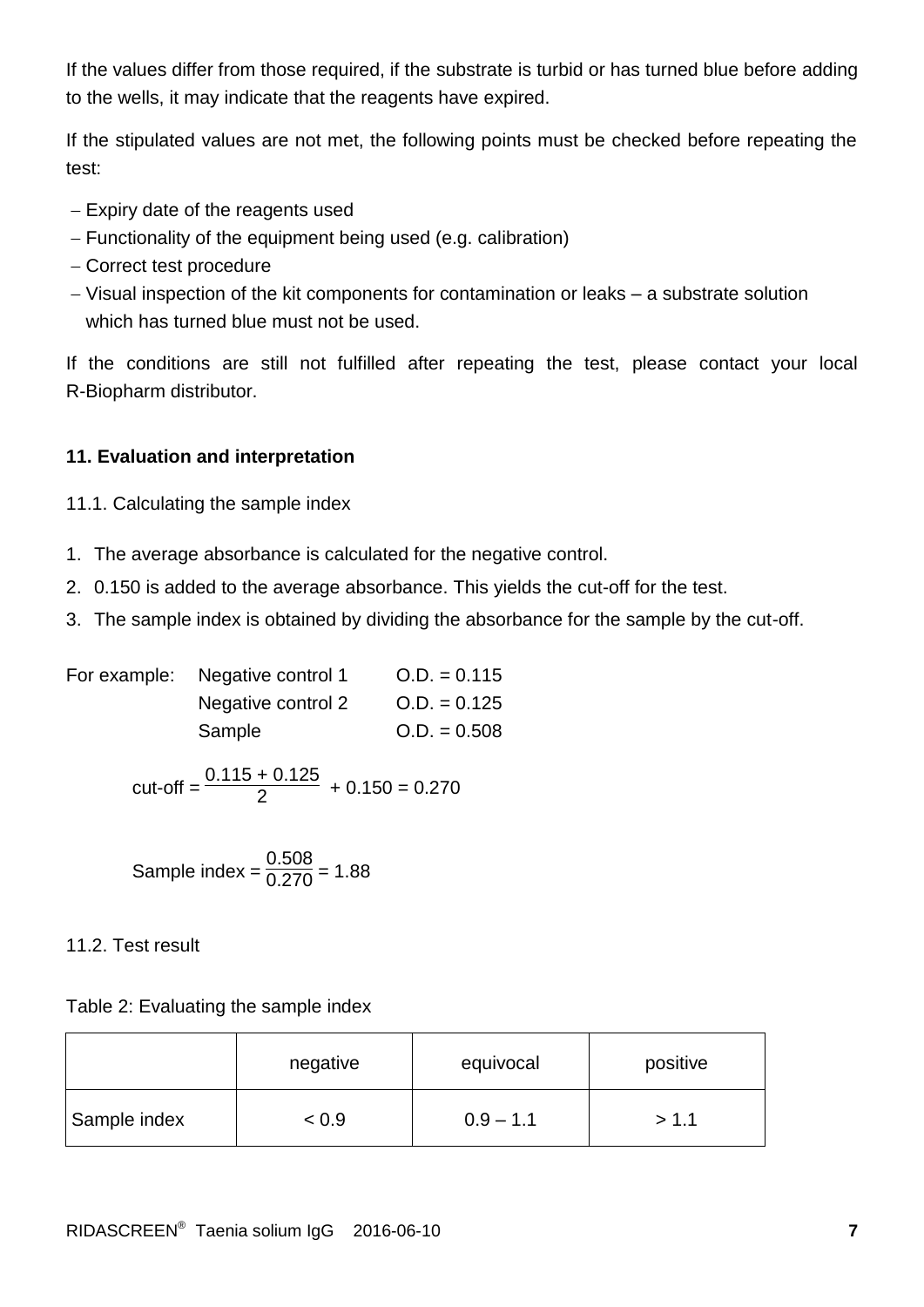If the values differ from those required, if the substrate is turbid or has turned blue before adding to the wells, it may indicate that the reagents have expired.

If the stipulated values are not met, the following points must be checked before repeating the test:

- Expiry date of the reagents used
- Functionality of the equipment being used (e.g. calibration)
- Correct test procedure
- Visual inspection of the kit components for contamination or leaks – a substrate solution which has turned blue must not be used.

If the conditions are still not fulfilled after repeating the test, please contact your local R-Biopharm distributor.

## 11. Evaluation and interpretation

### 11.1. Calculating the sample index

1. The average absorbance is calculated for the negative control.
2. 0.150 is added to the average absorbance. This yields the cut-off for the test.
3. The sample index is obtained by dividing the absorbance for the sample by the cut-off.

For example:

| | |
|---|---|
| Negative control 1 | O.D. = 0.115 |
| Negative control 2 | O.D. = 0.125 |
| Sample | O.D. = 0.508 |

$$\text{cut-off} = \frac{0.115 + 0.125}{2} + 0.150 = 0.270$$

$$\text{Sample index} = \frac{0.508}{0.270} = 1.88$$

### 11.2. Test result

Table 2: Evaluating the sample index

| | negative | equivocal | positive |
|---|---|---|---|
| Sample index | < 0.9 | 0.9 – 1.1 | > 1.1 |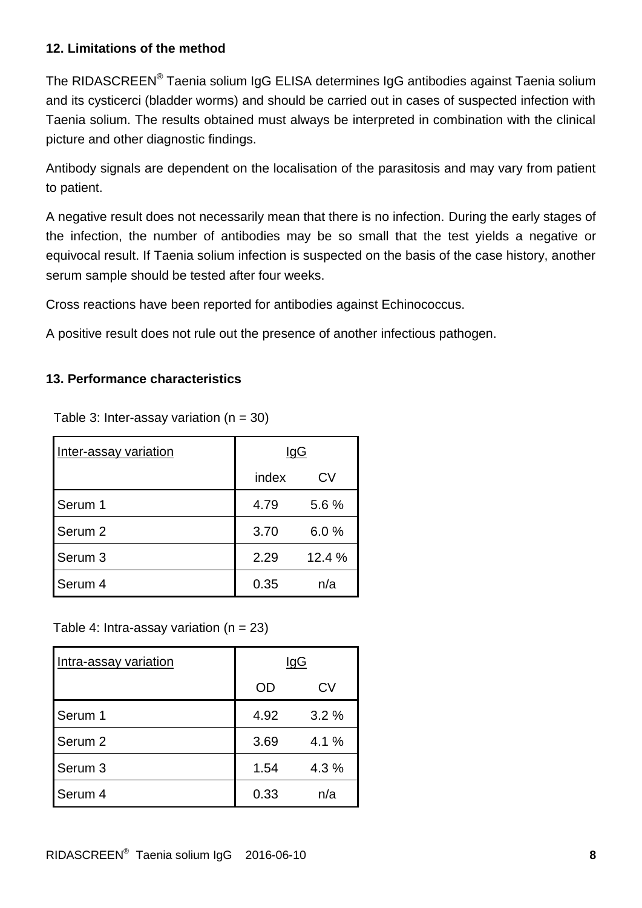## 12. Limitations of the method

The RIDASCREEN® Taenia solium IgG ELISA determines IgG antibodies against Taenia solium and its cysticerci (bladder worms) and should be carried out in cases of suspected infection with Taenia solium. The results obtained must always be interpreted in combination with the clinical picture and other diagnostic findings.

Antibody signals are dependent on the localisation of the parasitosis and may vary from patient to patient.

A negative result does not necessarily mean that there is no infection. During the early stages of the infection, the number of antibodies may be so small that the test yields a negative or equivocal result. If Taenia solium infection is suspected on the basis of the case history, another serum sample should be tested after four weeks.

Cross reactions have been reported for antibodies against Echinococcus.

A positive result does not rule out the presence of another infectious pathogen.

## 13. Performance characteristics

Table 3: Inter-assay variation (n = 30)

| Inter-assay variation | IgG | |
|---|---|---|
| | index | CV |
| Serum 1 | 4.79 | 5.6 % |
| Serum 2 | 3.70 | 6.0 % |
| Serum 3 | 2.29 | 12.4 % |
| Serum 4 | 0.35 | n/a |

Table 4: Intra-assay variation (n = 23)

| Intra-assay variation | IgG | |
|---|---|---|
| | OD | CV |
| Serum 1 | 4.92 | 3.2 % |
| Serum 2 | 3.69 | 4.1 % |
| Serum 3 | 1.54 | 4.3 % |
| Serum 4 | 0.33 | n/a |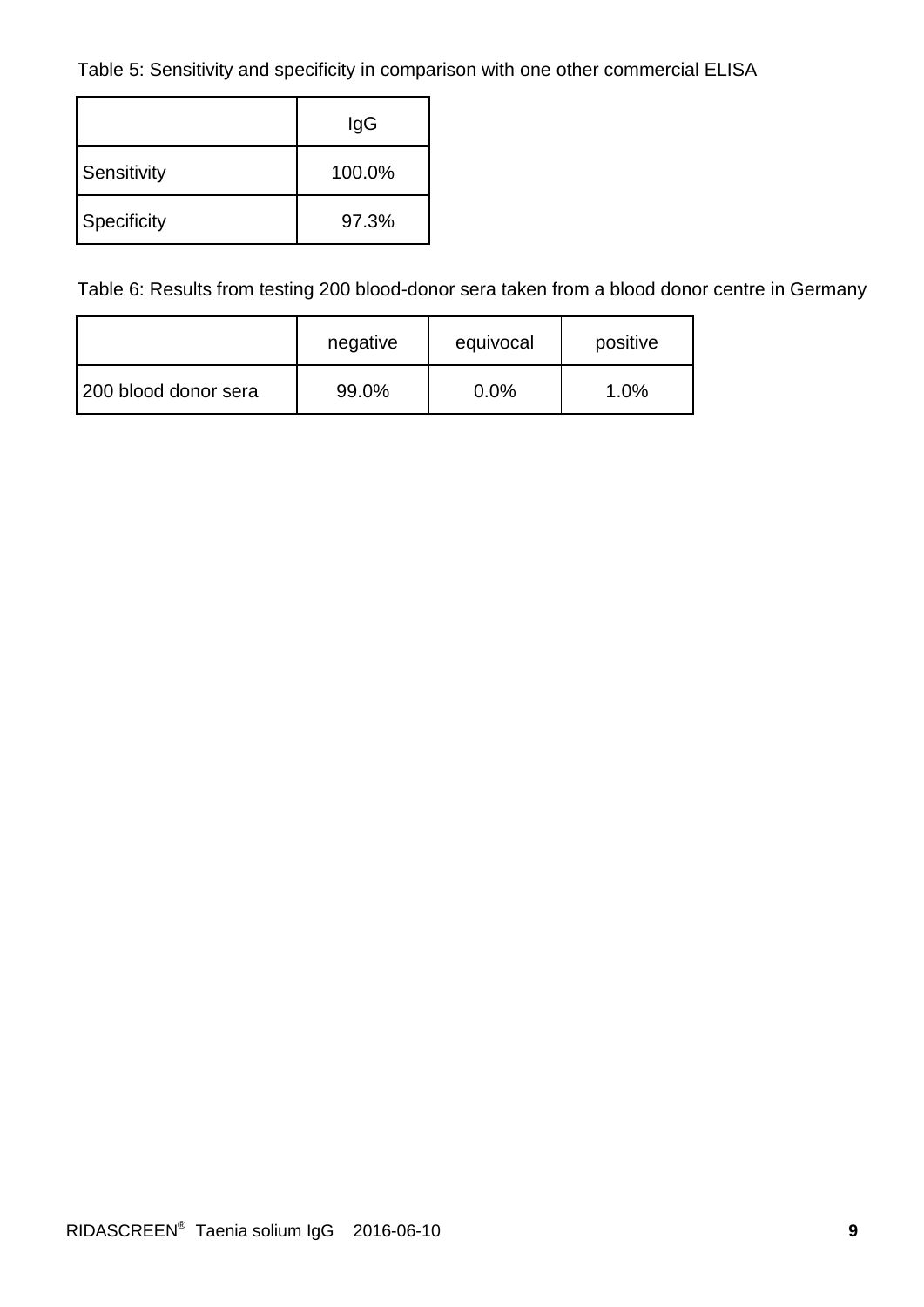Table 5: Sensitivity and specificity in comparison with one other commercial ELISA

| | IgG |
|---|---|
| Sensitivity | 100.0% |
| Specificity | 97.3% |

Table 6: Results from testing 200 blood-donor sera taken from a blood donor centre in Germany

| | negative | equivocal | positive |
|---|---|---|---|
| 200 blood donor sera | 99.0% | 0.0% | 1.0% |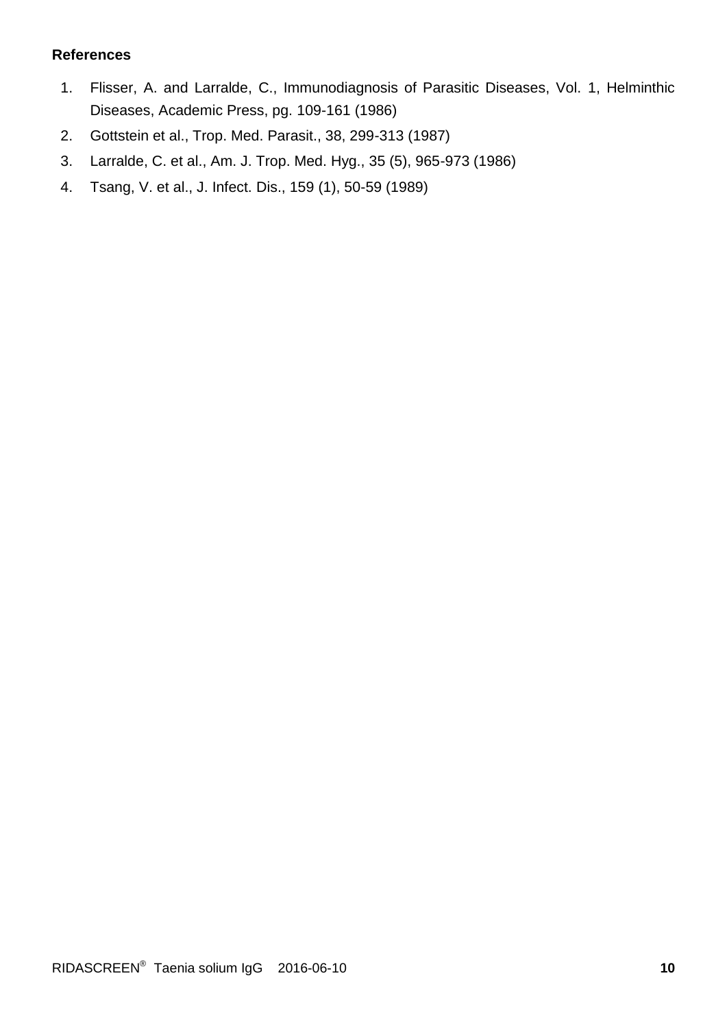## References

1. Flisser, A. and Larralde, C., Immunodiagnosis of Parasitic Diseases, Vol. 1, Helminthic Diseases, Academic Press, pg. 109-161 (1986)
2. Gottstein et al., Trop. Med. Parasit., 38, 299-313 (1987)
3. Larralde, C. et al., Am. J. Trop. Med. Hyg., 35 (5), 965-973 (1986)
4. Tsang, V. et al., J. Infect. Dis., 159 (1), 50-59 (1989)